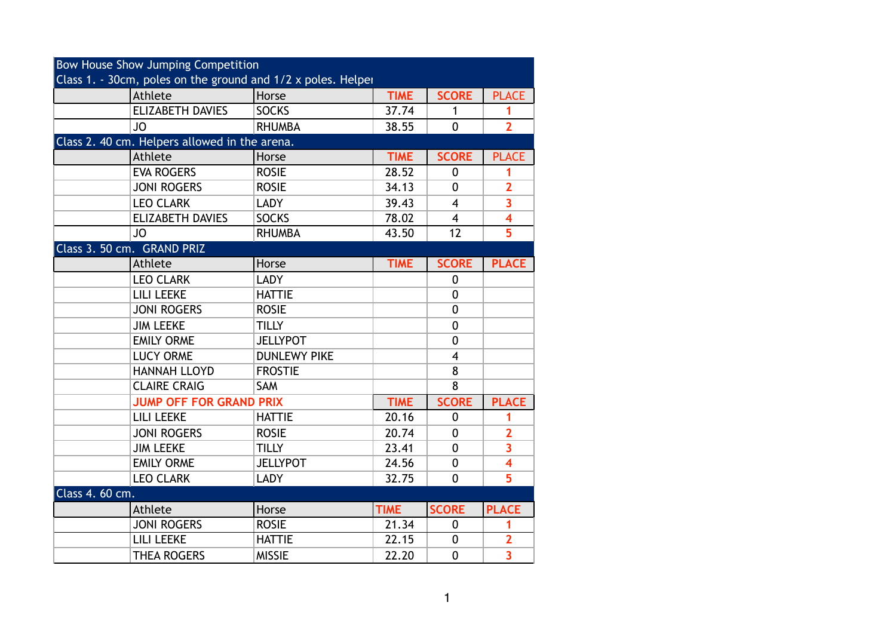# Bow House Show Jumping Competition

## Class 1. - 30cm, poles on the ground and 1/2 x poles. Helper

| | Athlete | Horse | TIME | SCORE | PLACE |
|---|---|---|---|---|---|
| | ELIZABETH DAVIES | SOCKS | 37.74 | 1 | 1 |
| | JO | RHUMBA | 38.55 | 0 | 2 |

## Class 2. 40 cm. Helpers allowed in the arena.

| | Athlete | Horse | TIME | SCORE | PLACE |
|---|---|---|---|---|---|
| | EVA ROGERS | ROSIE | 28.52 | 0 | 1 |
| | JONI ROGERS | ROSIE | 34.13 | 0 | 2 |
| | LEO CLARK | LADY | 39.43 | 4 | 3 |
| | ELIZABETH DAVIES | SOCKS | 78.02 | 4 | 4 |
| | JO | RHUMBA | 43.50 | 12 | 5 |

## Class 3. 50 cm. GRAND PRIZ

| | Athlete | Horse | TIME | SCORE | PLACE |
|---|---|---|---|---|---|
| | LEO CLARK | LADY | | 0 | |
| | LILI LEEKE | HATTIE | | 0 | |
| | JONI ROGERS | ROSIE | | 0 | |
| | JIM LEEKE | TILLY | | 0 | |
| | EMILY ORME | JELLYPOT | | 0 | |
| | LUCY ORME | DUNLEWY PIKE | | 4 | |
| | HANNAH LLOYD | FROSTIE | | 8 | |
| | CLAIRE CRAIG | SAM | | 8 | |
| | **JUMP OFF FOR GRAND PRIX** | | **TIME** | **SCORE** | **PLACE** |
| | LILI LEEKE | HATTIE | 20.16 | 0 | 1 |
| | JONI ROGERS | ROSIE | 20.74 | 0 | 2 |
| | JIM LEEKE | TILLY | 23.41 | 0 | 3 |
| | EMILY ORME | JELLYPOT | 24.56 | 0 | 4 |
| | LEO CLARK | LADY | 32.75 | 0 | 5 |

## Class 4. 60 cm.

| | Athlete | Horse | TIME | SCORE | PLACE |
|---|---|---|---|---|---|
| | JONI ROGERS | ROSIE | 21.34 | 0 | 1 |
| | LILI LEEKE | HATTIE | 22.15 | 0 | 2 |
| | THEA ROGERS | MISSIE | 22.20 | 0 | 3 |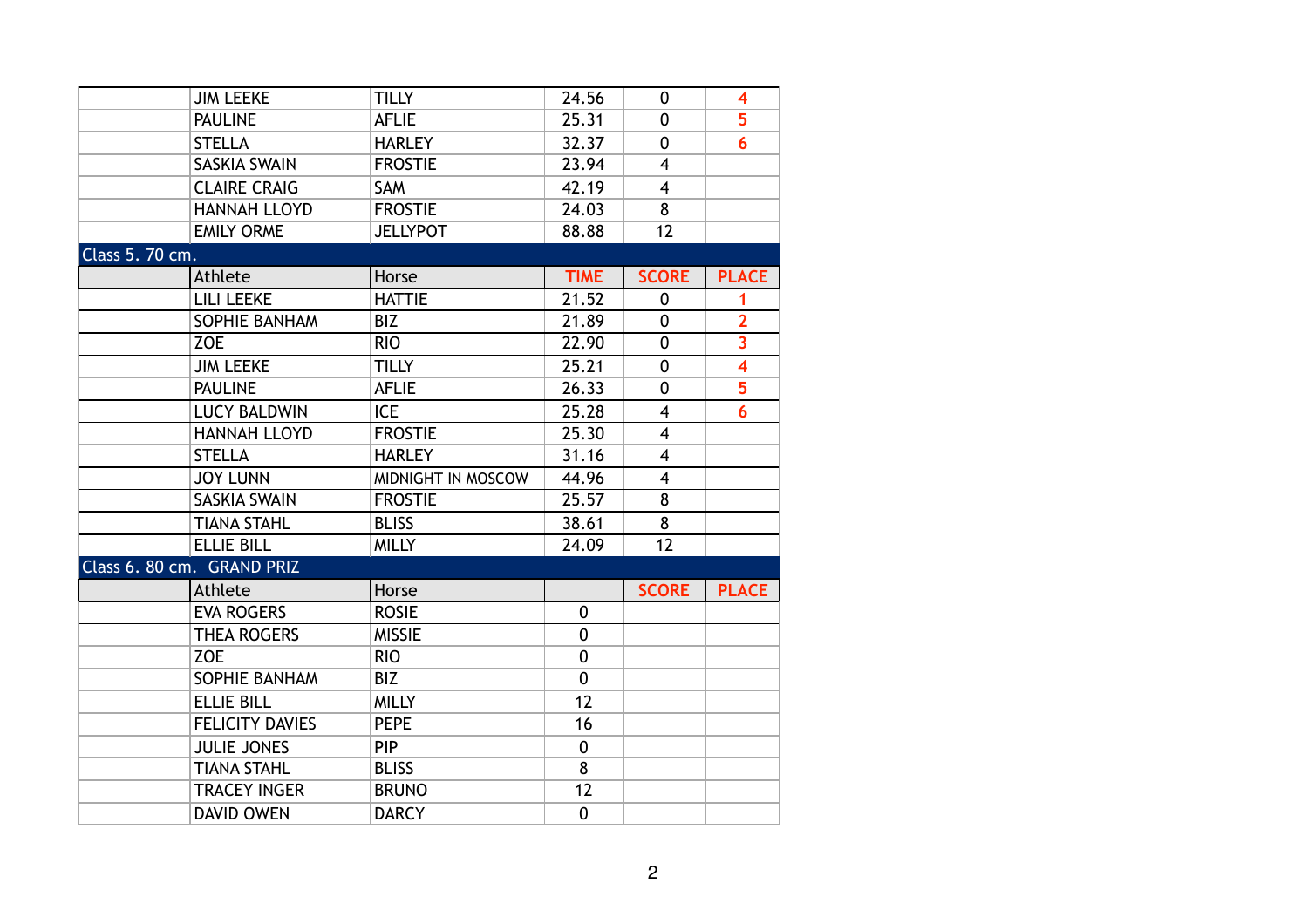| | Athlete | Horse | TIME | SCORE | PLACE |
|---|---|---|---|---|---|
| | JIM LEEKE | TILLY | 24.56 | 0 | 4 |
| | PAULINE | AFLIE | 25.31 | 0 | 5 |
| | STELLA | HARLEY | 32.37 | 0 | 6 |
| | SASKIA SWAIN | FROSTIE | 23.94 | 4 | |
| | CLAIRE CRAIG | SAM | 42.19 | 4 | |
| | HANNAH LLOYD | FROSTIE | 24.03 | 8 | |
| | EMILY ORME | JELLYPOT | 88.88 | 12 | |

## Class 5. 70 cm.

| | Athlete | Horse | TIME | SCORE | PLACE |
|---|---|---|---|---|---|
| | LILI LEEKE | HATTIE | 21.52 | 0 | 1 |
| | SOPHIE BANHAM | BIZ | 21.89 | 0 | 2 |
| | ZOE | RIO | 22.90 | 0 | 3 |
| | JIM LEEKE | TILLY | 25.21 | 0 | 4 |
| | PAULINE | AFLIE | 26.33 | 0 | 5 |
| | LUCY BALDWIN | ICE | 25.28 | 4 | 6 |
| | HANNAH LLOYD | FROSTIE | 25.30 | 4 | |
| | STELLA | HARLEY | 31.16 | 4 | |
| | JOY LUNN | MIDNIGHT IN MOSCOW | 44.96 | 4 | |
| | SASKIA SWAIN | FROSTIE | 25.57 | 8 | |
| | TIANA STAHL | BLISS | 38.61 | 8 | |
| | ELLIE BILL | MILLY | 24.09 | 12 | |

## Class 6. 80 cm. GRAND PRIZ

| | Athlete | Horse | | SCORE | PLACE |
|---|---|---|---|---|---|
| | EVA ROGERS | ROSIE | 0 | | |
| | THEA ROGERS | MISSIE | 0 | | |
| | ZOE | RIO | 0 | | |
| | SOPHIE BANHAM | BIZ | 0 | | |
| | ELLIE BILL | MILLY | 12 | | |
| | FELICITY DAVIES | PEPE | 16 | | |
| | JULIE JONES | PIP | 0 | | |
| | TIANA STAHL | BLISS | 8 | | |
| | TRACEY INGER | BRUNO | 12 | | |
| | DAVID OWEN | DARCY | 0 | | |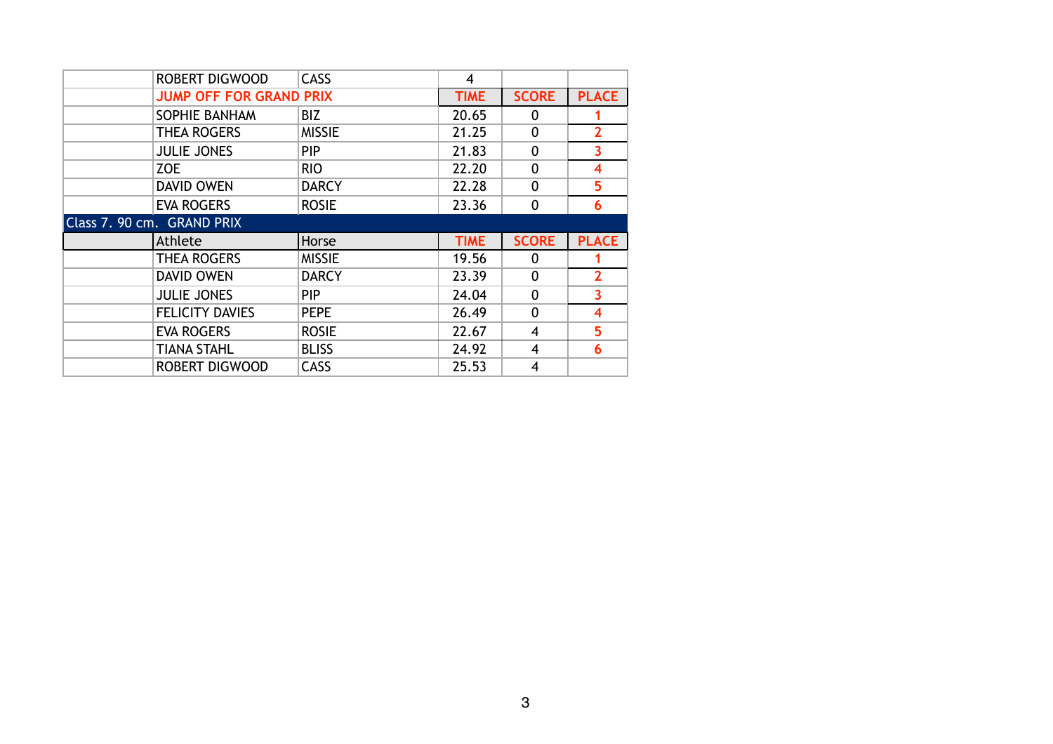| | | | | | |
|---|---|---|---|---|---|
| | ROBERT DIGWOOD | CASS | 4 | | |
| | **JUMP OFF FOR GRAND PRIX** | | **TIME** | **SCORE** | **PLACE** |
| | SOPHIE BANHAM | BIZ | 20.65 | 0 | 1 |
| | THEA ROGERS | MISSIE | 21.25 | 0 | 2 |
| | JULIE JONES | PIP | 21.83 | 0 | 3 |
| | ZOE | RIO | 22.20 | 0 | 4 |
| | DAVID OWEN | DARCY | 22.28 | 0 | 5 |
| | EVA ROGERS | ROSIE | 23.36 | 0 | 6 |

## Class 7. 90 cm. GRAND PRIX

| | Athlete | Horse | TIME | SCORE | PLACE |
|---|---|---|---|---|---|
| | THEA ROGERS | MISSIE | 19.56 | 0 | 1 |
| | DAVID OWEN | DARCY | 23.39 | 0 | 2 |
| | JULIE JONES | PIP | 24.04 | 0 | 3 |
| | FELICITY DAVIES | PEPE | 26.49 | 0 | 4 |
| | EVA ROGERS | ROSIE | 22.67 | 4 | 5 |
| | TIANA STAHL | BLISS | 24.92 | 4 | 6 |
| | ROBERT DIGWOOD | CASS | 25.53 | 4 | |